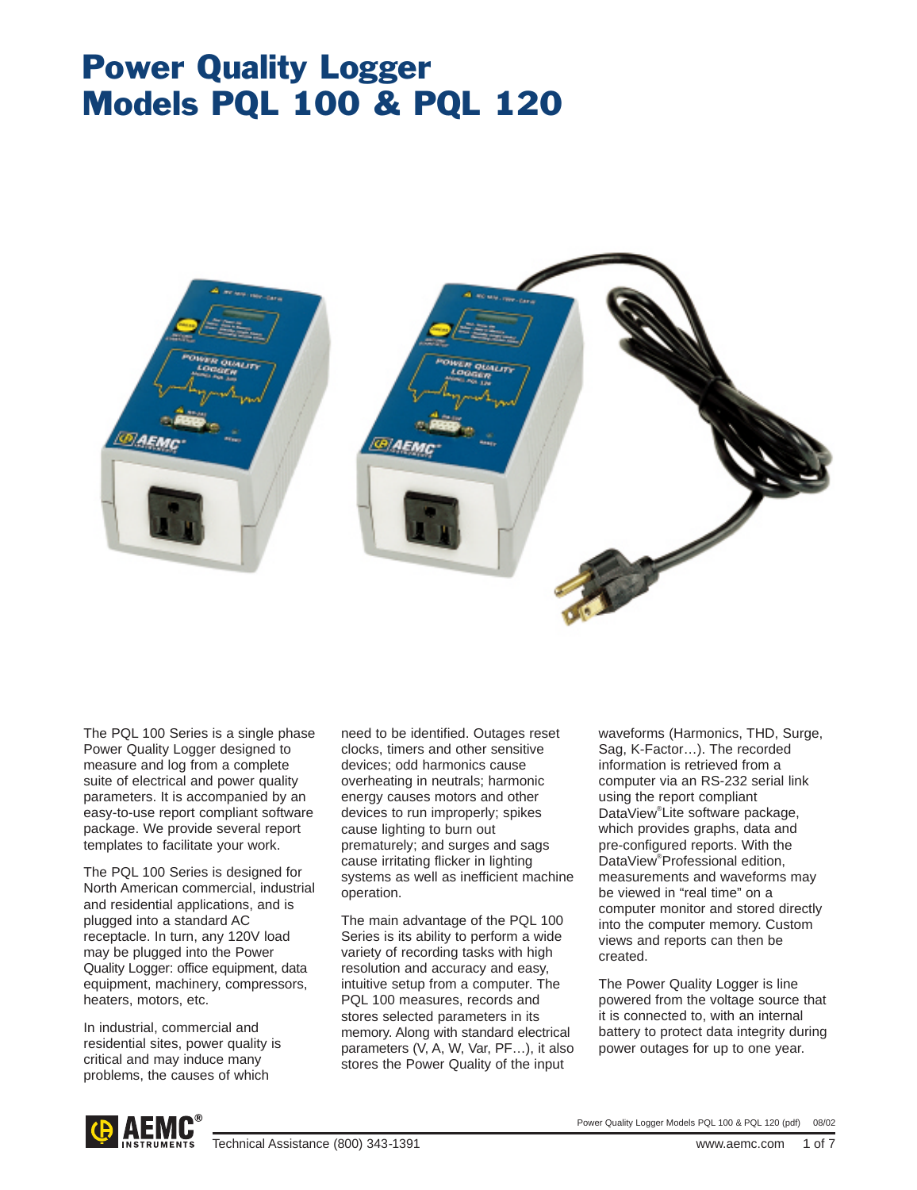# Power Quality Logger Models PQL 100 & PQL 120

The PQL 100 Series is a single phase Power Quality Logger designed to measure and log from a complete suite of electrical and power quality parameters. It is accompanied by an easy-to-use report compliant software package. We provide several report templates to facilitate your work.

The PQL 100 Series is designed for North American commercial, industrial and residential applications, and is plugged into a standard AC receptacle. In turn, any 120V load may be plugged into the Power Quality Logger: office equipment, data equipment, machinery, compressors, heaters, motors, etc.

In industrial, commercial and residential sites, power quality is critical and may induce many problems, the causes of which need to be identified. Outages reset clocks, timers and other sensitive devices; odd harmonics cause overheating in neutrals; harmonic energy causes motors and other devices to run improperly; spikes cause lighting to burn out prematurely; and surges and sags cause irritating flicker in lighting systems as well as inefficient machine operation.

The main advantage of the PQL 100 Series is its ability to perform a wide variety of recording tasks with high resolution and accuracy and easy, intuitive setup from a computer. The PQL 100 measures, records and stores selected parameters in its memory. Along with standard electrical parameters (V, A, W, Var, PF…), it also stores the Power Quality of the input waveforms (Harmonics, THD, Surge, Sag, K-Factor…). The recorded information is retrieved from a computer via an RS-232 serial link using the report compliant DataView®Lite software package, which provides graphs, data and pre-configured reports. With the DataView®Professional edition, measurements and waveforms may be viewed in "real time" on a computer monitor and stored directly into the computer memory. Custom views and reports can then be created.

The Power Quality Logger is line powered from the voltage source that it is connected to, with an internal battery to protect data integrity during power outages for up to one year.

Technical Assistance (800) 343-1391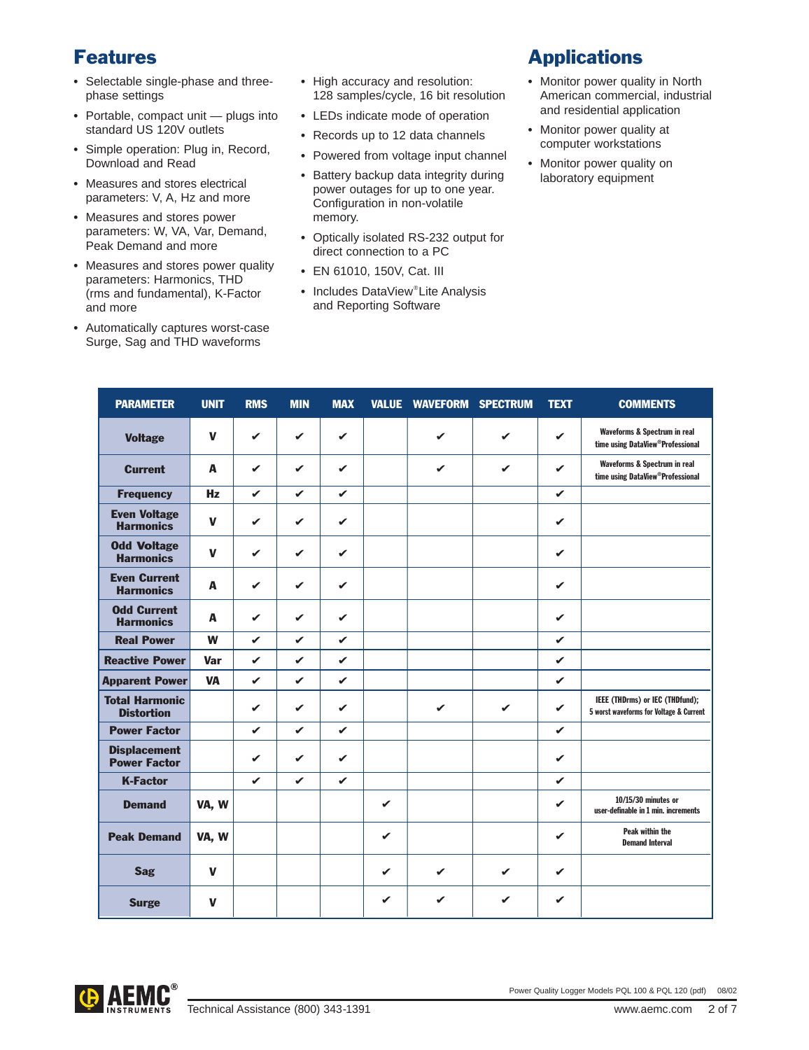## Features

- Selectable single-phase and three-phase settings
- Portable, compact unit — plugs into standard US 120V outlets
- Simple operation: Plug in, Record, Download and Read
- Measures and stores electrical parameters: V, A, Hz and more
- Measures and stores power parameters: W, VA, Var, Demand, Peak Demand and more
- Measures and stores power quality parameters: Harmonics, THD (rms and fundamental), K-Factor and more
- Automatically captures worst-case Surge, Sag and THD waveforms
- High accuracy and resolution: 128 samples/cycle, 16 bit resolution
- LEDs indicate mode of operation
- Records up to 12 data channels
- Powered from voltage input channel
- Battery backup data integrity during power outages for up to one year. Configuration in non-volatile memory.
- Optically isolated RS-232 output for direct connection to a PC
- EN 61010, 150V, Cat. III
- Includes DataView®Lite Analysis and Reporting Software

## Applications

- Monitor power quality in North American commercial, industrial and residential application
- Monitor power quality at computer workstations
- Monitor power quality on laboratory equipment

| PARAMETER | UNIT | RMS | MIN | MAX | VALUE | WAVEFORM | SPECTRUM | TEXT | COMMENTS |
|---|---|---|---|---|---|---|---|---|---|
| Voltage | V | ✔ | ✔ | ✔ | | ✔ | ✔ | ✔ | Waveforms & Spectrum in real time using DataView®Professional |
| Current | A | ✔ | ✔ | ✔ | | ✔ | ✔ | ✔ | Waveforms & Spectrum in real time using DataView®Professional |
| Frequency | Hz | ✔ | ✔ | ✔ | | | | ✔ | |
| Even Voltage Harmonics | V | ✔ | ✔ | ✔ | | | | ✔ | |
| Odd Voltage Harmonics | V | ✔ | ✔ | ✔ | | | | ✔ | |
| Even Current Harmonics | A | ✔ | ✔ | ✔ | | | | ✔ | |
| Odd Current Harmonics | A | ✔ | ✔ | ✔ | | | | ✔ | |
| Real Power | W | ✔ | ✔ | ✔ | | | | ✔ | |
| Reactive Power | Var | ✔ | ✔ | ✔ | | | | ✔ | |
| Apparent Power | VA | ✔ | ✔ | ✔ | | | | ✔ | |
| Total Harmonic Distortion | | ✔ | ✔ | ✔ | | ✔ | ✔ | ✔ | IEEE (THDrms) or IEC (THDfund); 5 worst waveforms for Voltage & Current |
| Power Factor | | ✔ | ✔ | ✔ | | | | ✔ | |
| Displacement Power Factor | | ✔ | ✔ | ✔ | | | | ✔ | |
| K-Factor | | ✔ | ✔ | ✔ | | | | ✔ | |
| Demand | VA, W | | | | ✔ | | | ✔ | 10/15/30 minutes or user-definable in 1 min. increments |
| Peak Demand | VA, W | | | | ✔ | | | ✔ | Peak within the Demand Interval |
| Sag | V | | | | ✔ | ✔ | ✔ | ✔ | |
| Surge | V | | | | ✔ | ✔ | ✔ | ✔ | |

Technical Assistance (800) 343-1391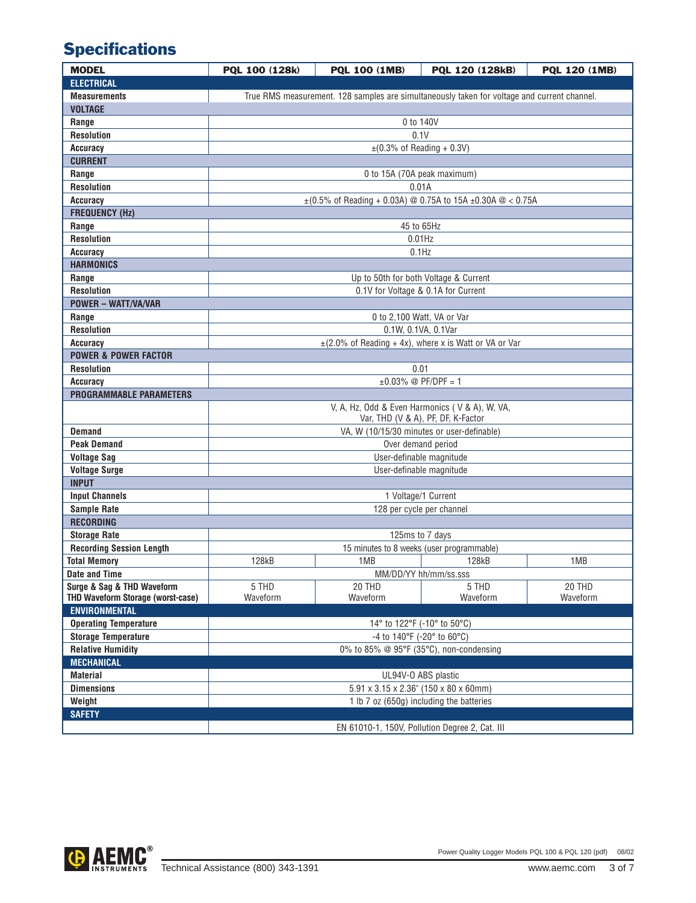## Specifications

| MODEL | PQL 100 (128k) | PQL 100 (1MB) | PQL 120 (128kB) | PQL 120 (1MB) |
|---|---|---|---|---|
| **ELECTRICAL** | | | | |
| **Measurements** | True RMS measurement. 128 samples are simultaneously taken for voltage and current channel. | | | |
| **VOLTAGE** | | | | |
| **Range** | 0 to 140V | | | |
| **Resolution** | 0.1V | | | |
| **Accuracy** | ±(0.3% of Reading + 0.3V) | | | |
| **CURRENT** | | | | |
| **Range** | 0 to 15A (70A peak maximum) | | | |
| **Resolution** | 0.01A | | | |
| **Accuracy** | ±(0.5% of Reading + 0.03A) @ 0.75A to 15A ±0.30A @ < 0.75A | | | |
| **FREQUENCY (Hz)** | | | | |
| **Range** | 45 to 65Hz | | | |
| **Resolution** | 0.01Hz | | | |
| **Accuracy** | 0.1Hz | | | |
| **HARMONICS** | | | | |
| **Range** | Up to 50th for both Voltage & Current | | | |
| **Resolution** | 0.1V for Voltage & 0.1A for Current | | | |
| **POWER – WATT/VA/VAR** | | | | |
| **Range** | 0 to 2,100 Watt, VA or Var | | | |
| **Resolution** | 0.1W, 0.1VA, 0.1Var | | | |
| **Accuracy** | ±(2.0% of Reading + 4x), where x is Watt or VA or Var | | | |
| **POWER & POWER FACTOR** | | | | |
| **Resolution** | 0.01 | | | |
| **Accuracy** | ±0.03% @ PF/DPF = 1 | | | |
| **PROGRAMMABLE PARAMETERS** | | | | |
| | V, A, Hz, Odd & Even Harmonics ( V & A), W, VA, Var, THD (V & A), PF, DF, K-Factor | | | |
| **Demand** | VA, W (10/15/30 minutes or user-definable) | | | |
| **Peak Demand** | Over demand period | | | |
| **Voltage Sag** | User-definable magnitude | | | |
| **Voltage Surge** | User-definable magnitude | | | |
| **INPUT** | | | | |
| **Input Channels** | 1 Voltage/1 Current | | | |
| **Sample Rate** | 128 per cycle per channel | | | |
| **RECORDING** | | | | |
| **Storage Rate** | 125ms to 7 days | | | |
| **Recording Session Length** | 15 minutes to 8 weeks (user programmable) | | | |
| **Total Memory** | 128kB | 1MB | 128kB | 1MB |
| **Date and Time** | MM/DD/YY hh/mm/ss.sss | | | |
| **Surge & Sag & THD Waveform THD Waveform Storage (worst-case)** | 5 THD Waveform | 20 THD Waveform | 5 THD Waveform | 20 THD Waveform |
| **ENVIRONMENTAL** | | | | |
| **Operating Temperature** | 14° to 122°F (-10° to 50°C) | | | |
| **Storage Temperature** | -4 to 140°F (-20° to 60°C) | | | |
| **Relative Humidity** | 0% to 85% @ 95°F (35°C), non-condensing | | | |
| **MECHANICAL** | | | | |
| **Material** | UL94V-0 ABS plastic | | | |
| **Dimensions** | 5.91 x 3.15 x 2.36" (150 x 80 x 60mm) | | | |
| **Weight** | 1 lb 7 oz (650g) including the batteries | | | |
| **SAFETY** | | | | |
| | EN 61010-1, 150V, Pollution Degree 2, Cat. III | | | |

Technical Assistance (800) 343-1391

www.aemc.com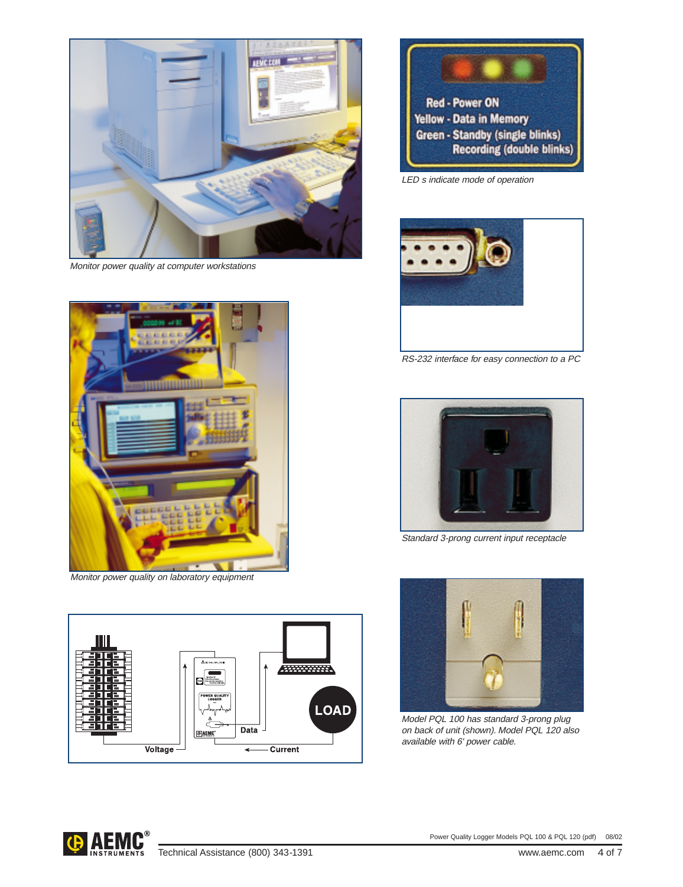Monitor power quality at computer workstations

Red - Power ON
Yellow - Data in Memory
Green - Standby (single blinks)
Recording (double blinks)

LED s indicate mode of operation

RS-232 interface for easy connection to a PC

Monitor power quality on laboratory equipment

Standard 3-prong current input receptacle

Voltage

Data

Current

LOAD

Model PQL 100 has standard 3-prong plug on back of unit (shown). Model PQL 120 also available with 6' power cable.

Technical Assistance (800) 343-1391

www.aemc.com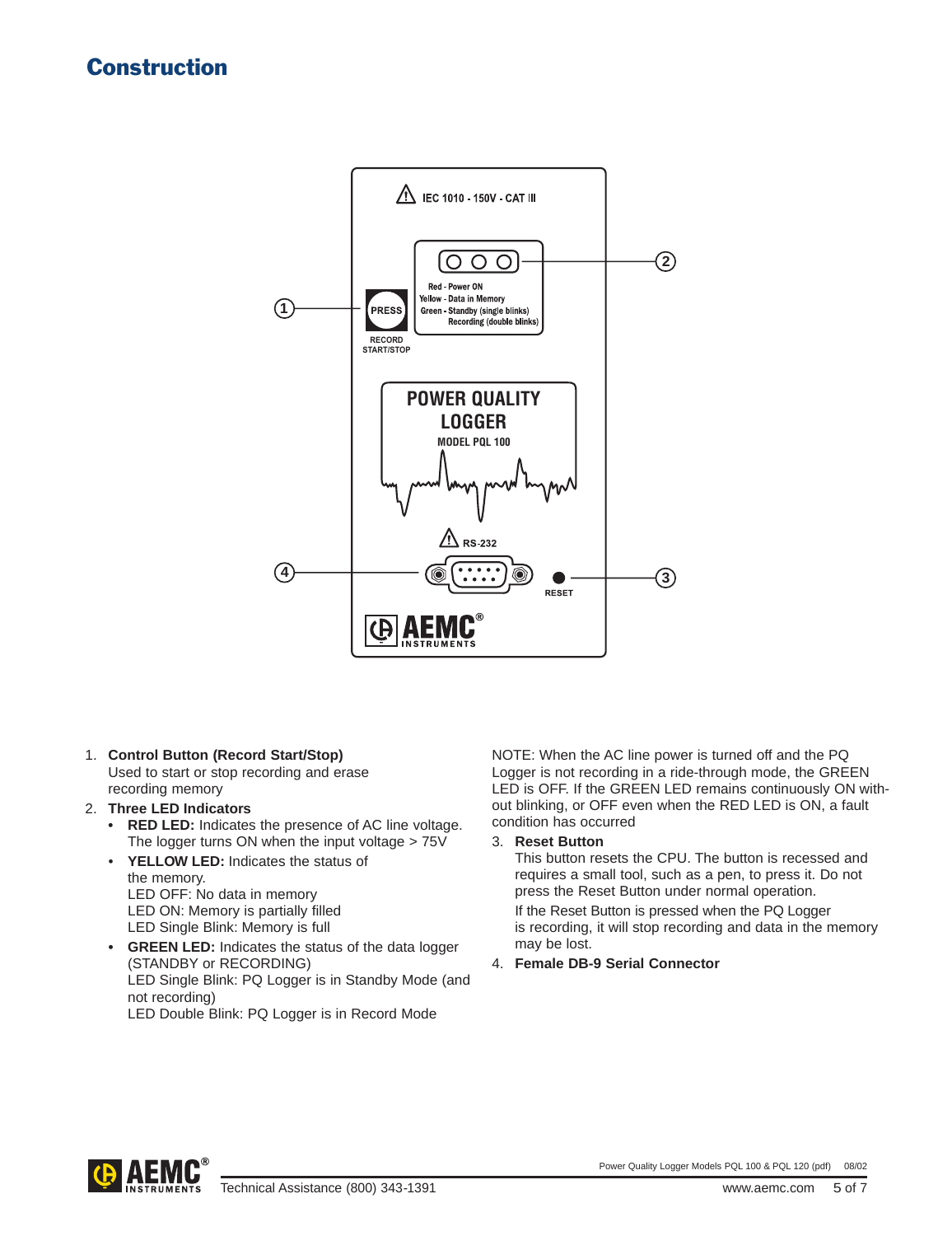## Construction

1. **Control Button (Record Start/Stop)**
   Used to start or stop recording and erase recording memory
2. **Three LED Indicators**
   - **RED LED:** Indicates the presence of AC line voltage. The logger turns ON when the input voltage > 75V
   - **YELLOW LED:** Indicates the status of the memory.
     LED OFF: No data in memory
     LED ON: Memory is partially filled
     LED Single Blink: Memory is full
   - **GREEN LED:** Indicates the status of the data logger (STANDBY or RECORDING)
     LED Single Blink: PQ Logger is in Standby Mode (and not recording)
     LED Double Blink: PQ Logger is in Record Mode

NOTE: When the AC line power is turned off and the PQ Logger is not recording in a ride-through mode, the GREEN LED is OFF. If the GREEN LED remains continuously ON without blinking, or OFF even when the RED LED is ON, a fault condition has occurred

3. **Reset Button**
   This button resets the CPU. The button is recessed and requires a small tool, such as a pen, to press it. Do not press the Reset Button under normal operation.
   If the Reset Button is pressed when the PQ Logger is recording, it will stop recording and data in the memory may be lost.
4. **Female DB-9 Serial Connector**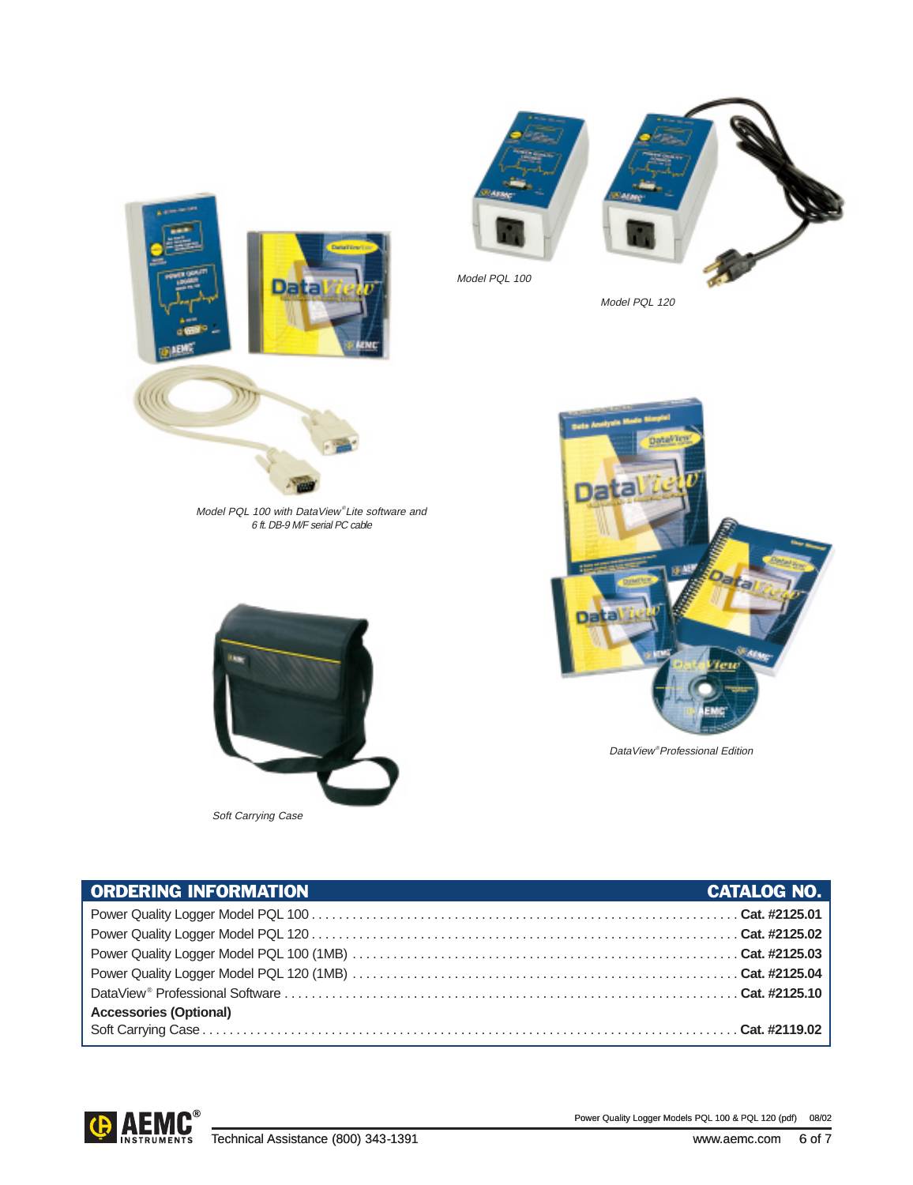Model PQL 100

Model PQL 120

*Model PQL 100 with DataView® Lite software and 6 ft. DB-9 M/F serial PC cable*

*DataView® Professional Edition*

*Soft Carrying Case*

| ORDERING INFORMATION | CATALOG NO. |
|---|---|
| Power Quality Logger Model PQL 100 | **Cat. #2125.01** |
| Power Quality Logger Model PQL 120 | **Cat. #2125.02** |
| Power Quality Logger Model PQL 100 (1MB) | **Cat. #2125.03** |
| Power Quality Logger Model PQL 120 (1MB) | **Cat. #2125.04** |
| DataView® Professional Software | **Cat. #2125.10** |
| **Accessories (Optional)** | |
| Soft Carrying Case | **Cat. #2119.02** |

Technical Assistance (800) 343-1391

www.aemc.com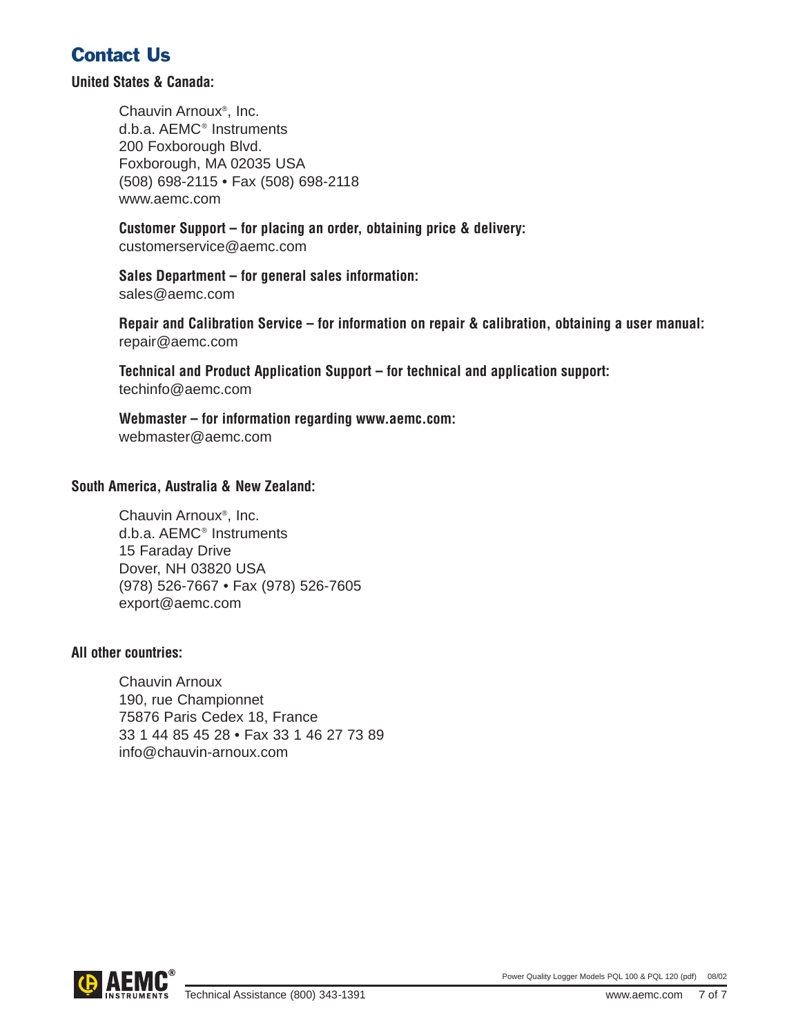# Contact Us

**United States & Canada:**

Chauvin Arnoux®, Inc.
d.b.a. AEMC® Instruments
200 Foxborough Blvd.
Foxborough, MA 02035 USA
(508) 698-2115 • Fax (508) 698-2118
www.aemc.com

**Customer Support – for placing an order, obtaining price & delivery:**
customerservice@aemc.com

**Sales Department – for general sales information:**
sales@aemc.com

**Repair and Calibration Service – for information on repair & calibration, obtaining a user manual:**
repair@aemc.com

**Technical and Product Application Support – for technical and application support:**
techinfo@aemc.com

**Webmaster – for information regarding www.aemc.com:**
webmaster@aemc.com

**South America, Australia & New Zealand:**

Chauvin Arnoux®, Inc.
d.b.a. AEMC® Instruments
15 Faraday Drive
Dover, NH 03820 USA
(978) 526-7667 • Fax (978) 526-7605
export@aemc.com

**All other countries:**

Chauvin Arnoux
190, rue Championnet
75876 Paris Cedex 18, France
33 1 44 85 45 28 • Fax 33 1 46 27 73 89
info@chauvin-arnoux.com